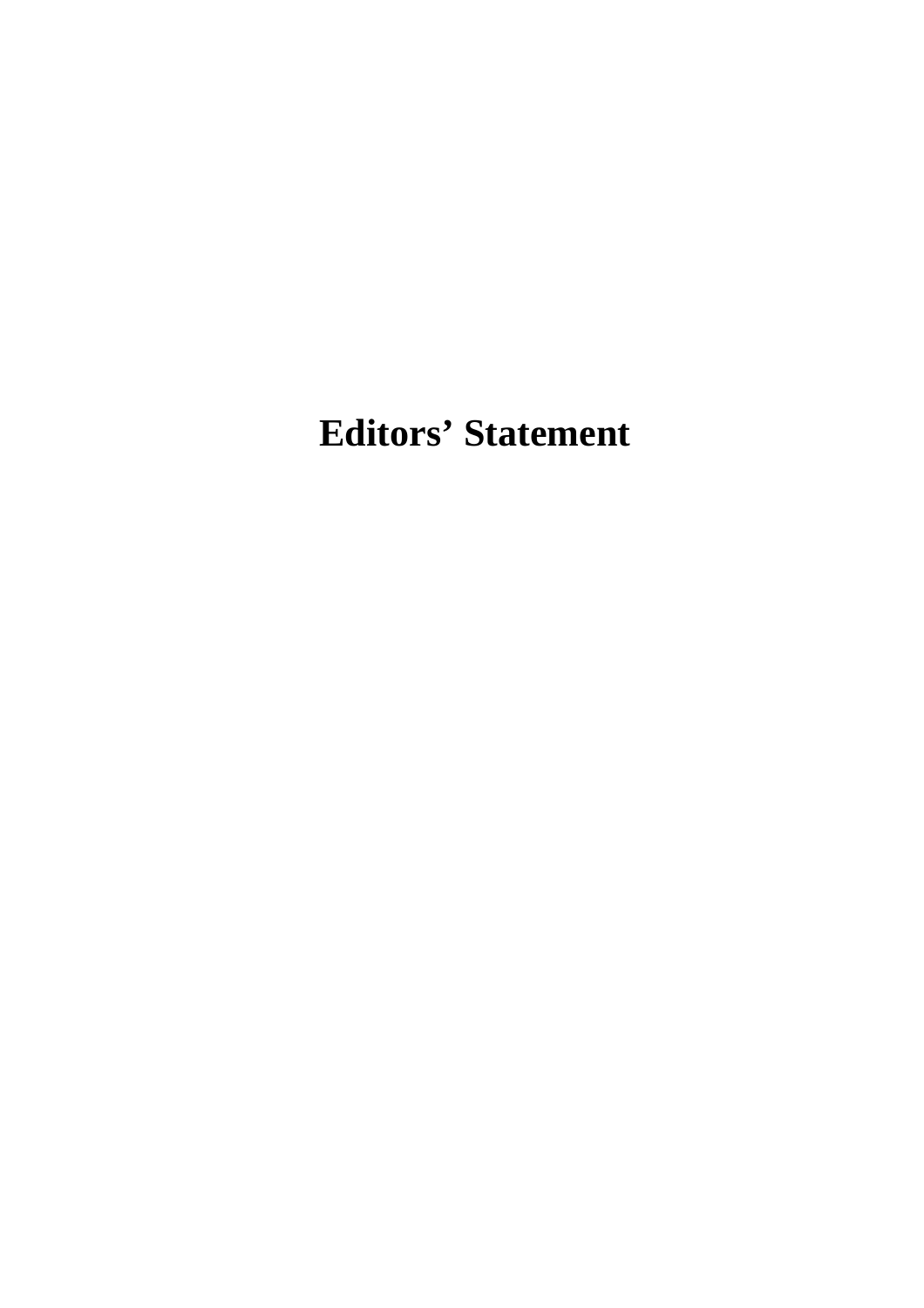# Editors’ Statement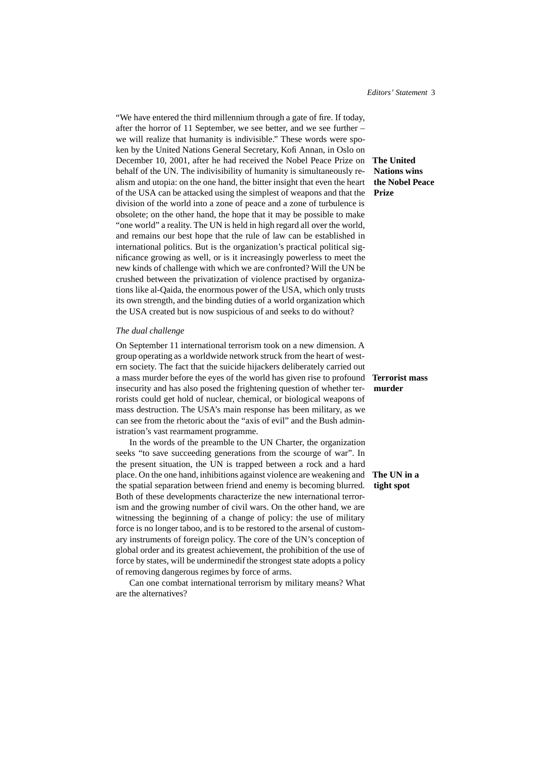"We have entered the third millennium through a gate of fire. If today, after the horror of 11 September, we see better, and we see further – we will realize that humanity is indivisible." These words were spoken by the United Nations General Secretary, Kofi Annan, in Oslo on December 10, 2001, after he had received the Nobel Peace Prize on behalf of the UN. The indivisibility of humanity is simultaneously realism and utopia: on the one hand, the bitter insight that even the heart of the USA can be attacked using the simplest of weapons and that the division of the world into a zone of peace and a zone of turbulence is obsolete; on the other hand, the hope that it may be possible to make "one world" a reality. The UN is held in high regard all over the world, and remains our best hope that the rule of law can be established in international politics. But is the organization's practical political significance growing as well, or is it increasingly powerless to meet the new kinds of challenge with which we are confronted? Will the UN be crushed between the privatization of violence practised by organizations like al-Qaida, the enormous power of the USA, which only trusts its own strength, and the binding duties of a world organization which the USA created but is now suspicious of and seeks to do without?

**The United Nations wins the Nobel Peace Prize**

*The dual challenge*

On September 11 international terrorism took on a new dimension. A group operating as a worldwide network struck from the heart of western society. The fact that the suicide hijackers deliberately carried out a mass murder before the eyes of the world has given rise to profound insecurity and has also posed the frightening question of whether terrorists could get hold of nuclear, chemical, or biological weapons of mass destruction. The USA's main response has been military, as we can see from the rhetoric about the "axis of evil" and the Bush administration's vast rearmament programme.

**Terrorist mass murder**

In the words of the preamble to the UN Charter, the organization seeks "to save succeeding generations from the scourge of war". In the present situation, the UN is trapped between a rock and a hard place. On the one hand, inhibitions against violence are weakening and the spatial separation between friend and enemy is becoming blurred. Both of these developments characterize the new international terrorism and the growing number of civil wars. On the other hand, we are witnessing the beginning of a change of policy: the use of military force is no longer taboo, and is to be restored to the arsenal of customary instruments of foreign policy. The core of the UN's conception of global order and its greatest achievement, the prohibition of the use of force by states, will be underminedif the strongest state adopts a policy of removing dangerous regimes by force of arms.

**The UN in a tight spot**

Can one combat international terrorism by military means? What are the alternatives?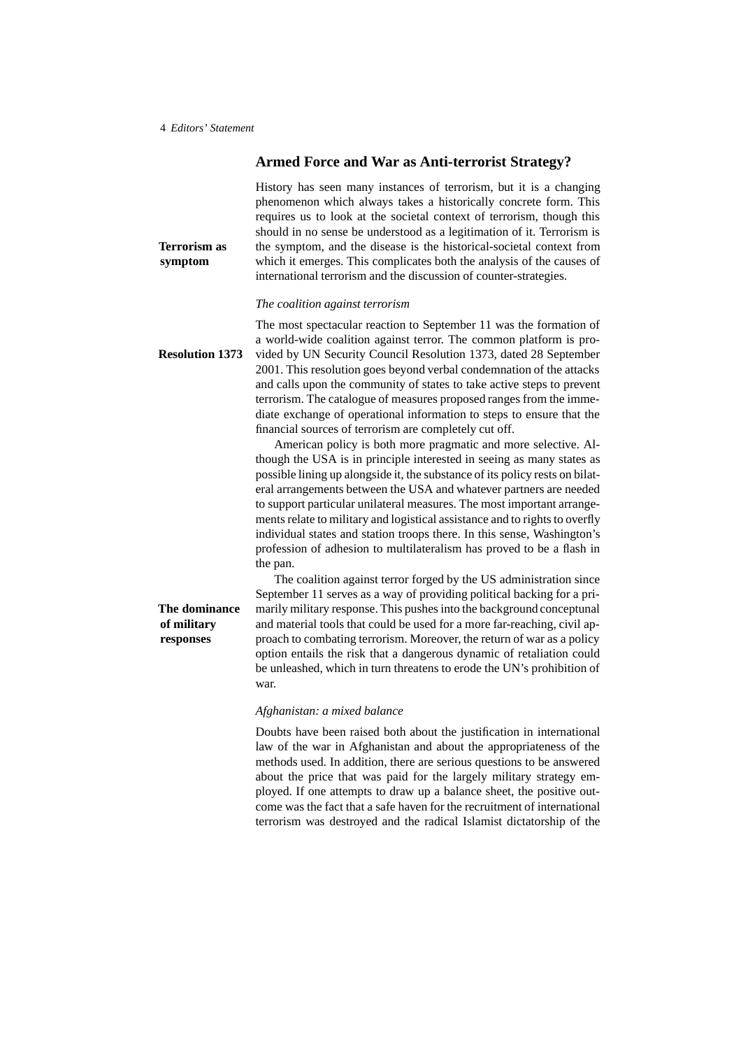## Armed Force and War as Anti-terrorist Strategy?

**Terrorism as symptom**

History has seen many instances of terrorism, but it is a changing phenomenon which always takes a historically concrete form. This requires us to look at the societal context of terrorism, though this should in no sense be understood as a legitimation of it. Terrorism is the symptom, and the disease is the historical-societal context from which it emerges. This complicates both the analysis of the causes of international terrorism and the discussion of counter-strategies.

### *The coalition against terrorism*

**Resolution 1373**

The most spectacular reaction to September 11 was the formation of a world-wide coalition against terror. The common platform is provided by UN Security Council Resolution 1373, dated 28 September 2001. This resolution goes beyond verbal condemnation of the attacks and calls upon the community of states to take active steps to prevent terrorism. The catalogue of measures proposed ranges from the immediate exchange of operational information to steps to ensure that the financial sources of terrorism are completely cut off.

American policy is both more pragmatic and more selective. Although the USA is in principle interested in seeing as many states as possible lining up alongside it, the substance of its policy rests on bilateral arrangements between the USA and whatever partners are needed to support particular unilateral measures. The most important arrangements relate to military and logistical assistance and to rights to overfly individual states and station troops there. In this sense, Washington's profession of adhesion to multilateralism has proved to be a flash in the pan.

**The dominance of military responses**

The coalition against terror forged by the US administration since September 11 serves as a way of providing political backing for a primarily military response. This pushes into the background conceptunal and material tools that could be used for a more far-reaching, civil approach to combating terrorism. Moreover, the return of war as a policy option entails the risk that a dangerous dynamic of retaliation could be unleashed, which in turn threatens to erode the UN's prohibition of war.

### *Afghanistan: a mixed balance*

Doubts have been raised both about the justification in international law of the war in Afghanistan and about the appropriateness of the methods used. In addition, there are serious questions to be answered about the price that was paid for the largely military strategy employed. If one attempts to draw up a balance sheet, the positive outcome was the fact that a safe haven for the recruitment of international terrorism was destroyed and the radical Islamist dictatorship of the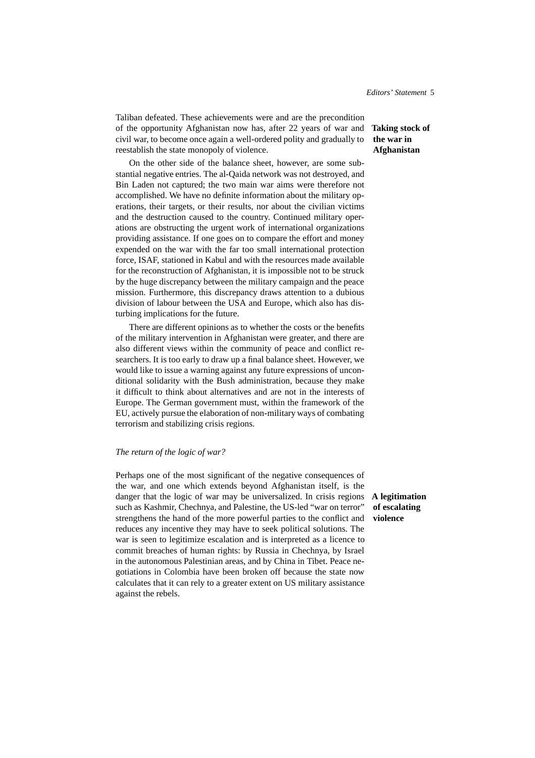Taliban defeated. These achievements were and are the precondition of the opportunity Afghanistan now has, after 22 years of war and civil war, to become once again a well-ordered polity and gradually to reestablish the state monopoly of violence.

**Taking stock of the war in Afghanistan**

On the other side of the balance sheet, however, are some substantial negative entries. The al-Qaida network was not destroyed, and Bin Laden not captured; the two main war aims were therefore not accomplished. We have no definite information about the military operations, their targets, or their results, nor about the civilian victims and the destruction caused to the country. Continued military operations are obstructing the urgent work of international organizations providing assistance. If one goes on to compare the effort and money expended on the war with the far too small international protection force, ISAF, stationed in Kabul and with the resources made available for the reconstruction of Afghanistan, it is impossible not to be struck by the huge discrepancy between the military campaign and the peace mission. Furthermore, this discrepancy draws attention to a dubious division of labour between the USA and Europe, which also has disturbing implications for the future.

There are different opinions as to whether the costs or the benefits of the military intervention in Afghanistan were greater, and there are also different views within the community of peace and conflict researchers. It is too early to draw up a final balance sheet. However, we would like to issue a warning against any future expressions of unconditional solidarity with the Bush administration, because they make it difficult to think about alternatives and are not in the interests of Europe. The German government must, within the framework of the EU, actively pursue the elaboration of non-military ways of combating terrorism and stabilizing crisis regions.

### *The return of the logic of war?*

**A legitimation of escalating violence**

Perhaps one of the most significant of the negative consequences of the war, and one which extends beyond Afghanistan itself, is the danger that the logic of war may be universalized. In crisis regions such as Kashmir, Chechnya, and Palestine, the US-led "war on terror" strengthens the hand of the more powerful parties to the conflict and reduces any incentive they may have to seek political solutions. The war is seen to legitimize escalation and is interpreted as a licence to commit breaches of human rights: by Russia in Chechnya, by Israel in the autonomous Palestinian areas, and by China in Tibet. Peace negotiations in Colombia have been broken off because the state now calculates that it can rely to a greater extent on US military assistance against the rebels.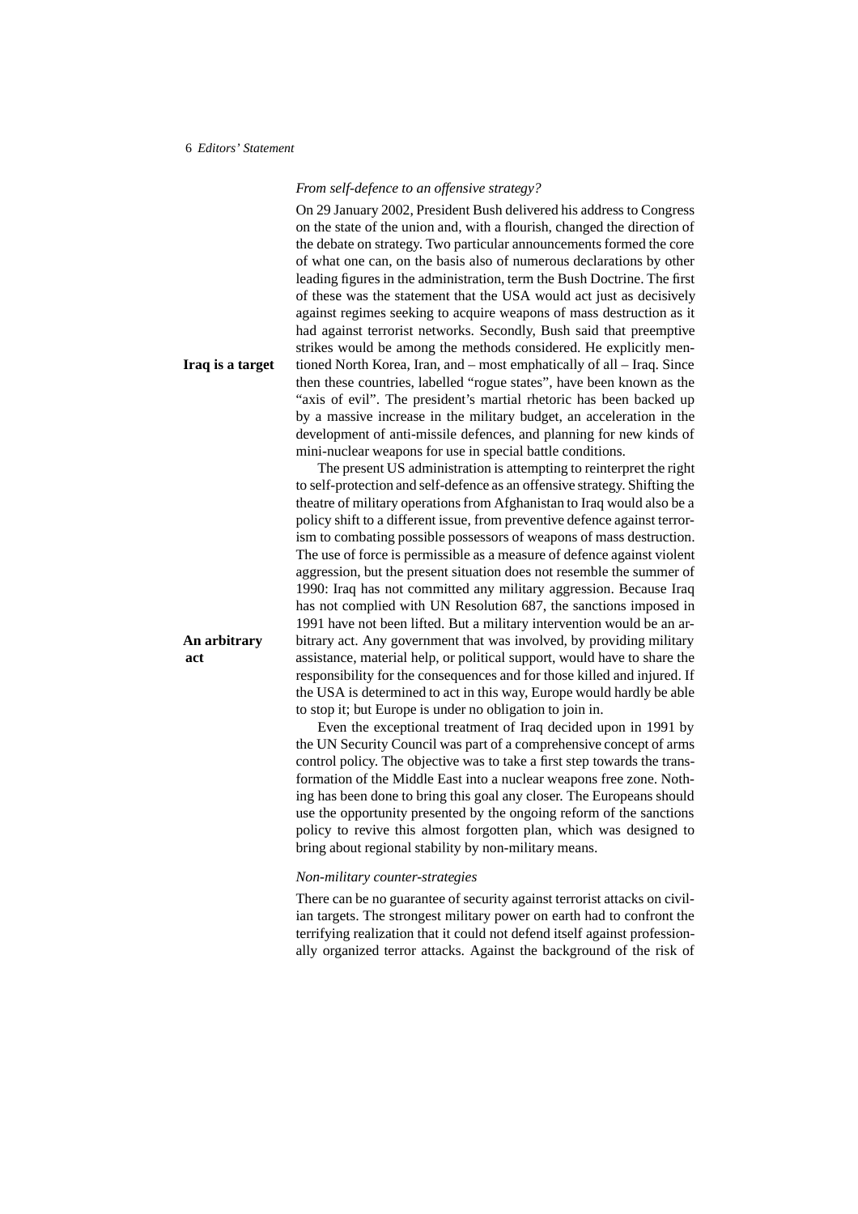### *From self-defence to an offensive strategy?*

On 29 January 2002, President Bush delivered his address to Congress on the state of the union and, with a flourish, changed the direction of the debate on strategy. Two particular announcements formed the core of what one can, on the basis also of numerous declarations by other leading figures in the administration, term the Bush Doctrine. The first of these was the statement that the USA would act just as decisively against regimes seeking to acquire weapons of mass destruction as it had against terrorist networks. Secondly, Bush said that preemptive strikes would be among the methods considered. He explicitly mentioned North Korea, Iran, and – most emphatically of all – Iraq. Since then these countries, labelled "rogue states", have been known as the "axis of evil". The president's martial rhetoric has been backed up by a massive increase in the military budget, an acceleration in the development of anti-missile defences, and planning for new kinds of mini-nuclear weapons for use in special battle conditions.

**Iraq is a target**

The present US administration is attempting to reinterpret the right to self-protection and self-defence as an offensive strategy. Shifting the theatre of military operations from Afghanistan to Iraq would also be a policy shift to a different issue, from preventive defence against terrorism to combating possible possessors of weapons of mass destruction. The use of force is permissible as a measure of defence against violent aggression, but the present situation does not resemble the summer of 1990: Iraq has not committed any military aggression. Because Iraq has not complied with UN Resolution 687, the sanctions imposed in 1991 have not been lifted. But a military intervention would be an arbitrary act. Any government that was involved, by providing military assistance, material help, or political support, would have to share the responsibility for the consequences and for those killed and injured. If the USA is determined to act in this way, Europe would hardly be able to stop it; but Europe is under no obligation to join in.

**An arbitrary act**

Even the exceptional treatment of Iraq decided upon in 1991 by the UN Security Council was part of a comprehensive concept of arms control policy. The objective was to take a first step towards the transformation of the Middle East into a nuclear weapons free zone. Nothing has been done to bring this goal any closer. The Europeans should use the opportunity presented by the ongoing reform of the sanctions policy to revive this almost forgotten plan, which was designed to bring about regional stability by non-military means.

### *Non-military counter-strategies*

There can be no guarantee of security against terrorist attacks on civilian targets. The strongest military power on earth had to confront the terrifying realization that it could not defend itself against professionally organized terror attacks. Against the background of the risk of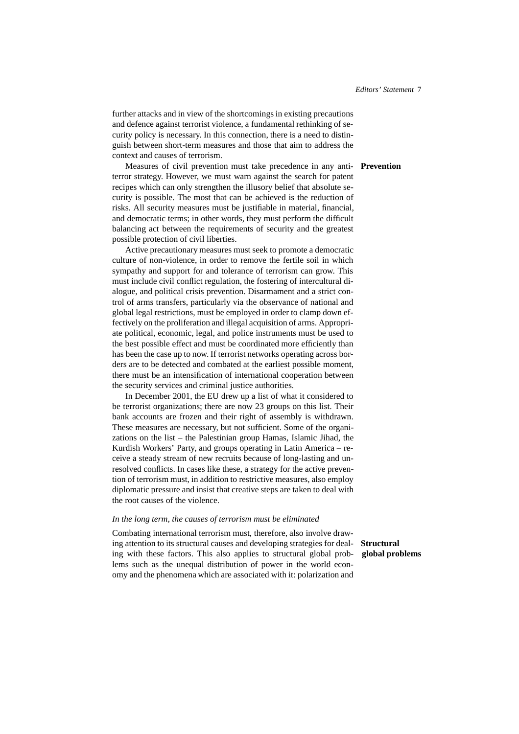further attacks and in view of the shortcomings in existing precautions and defence against terrorist violence, a fundamental rethinking of security policy is necessary. In this connection, there is a need to distinguish between short-term measures and those that aim to address the context and causes of terrorism.

**Prevention**

Measures of civil prevention must take precedence in any anti-terror strategy. However, we must warn against the search for patent recipes which can only strengthen the illusory belief that absolute security is possible. The most that can be achieved is the reduction of risks. All security measures must be justifiable in material, financial, and democratic terms; in other words, they must perform the difficult balancing act between the requirements of security and the greatest possible protection of civil liberties.

Active precautionary measures must seek to promote a democratic culture of non-violence, in order to remove the fertile soil in which sympathy and support for and tolerance of terrorism can grow. This must include civil conflict regulation, the fostering of intercultural dialogue, and political crisis prevention. Disarmament and a strict control of arms transfers, particularly via the observance of national and global legal restrictions, must be employed in order to clamp down effectively on the proliferation and illegal acquisition of arms. Appropriate political, economic, legal, and police instruments must be used to the best possible effect and must be coordinated more efficiently than has been the case up to now. If terrorist networks operating across borders are to be detected and combated at the earliest possible moment, there must be an intensification of international cooperation between the security services and criminal justice authorities.

In December 2001, the EU drew up a list of what it considered to be terrorist organizations; there are now 23 groups on this list. Their bank accounts are frozen and their right of assembly is withdrawn. These measures are necessary, but not sufficient. Some of the organizations on the list – the Palestinian group Hamas, Islamic Jihad, the Kurdish Workers' Party, and groups operating in Latin America – receive a steady stream of new recruits because of long-lasting and unresolved conflicts. In cases like these, a strategy for the active prevention of terrorism must, in addition to restrictive measures, also employ diplomatic pressure and insist that creative steps are taken to deal with the root causes of the violence.

### *In the long term, the causes of terrorism must be eliminated*

**Structural global problems**

Combating international terrorism must, therefore, also involve drawing attention to its structural causes and developing strategies for dealing with these factors. This also applies to structural global problems such as the unequal distribution of power in the world economy and the phenomena which are associated with it: polarization and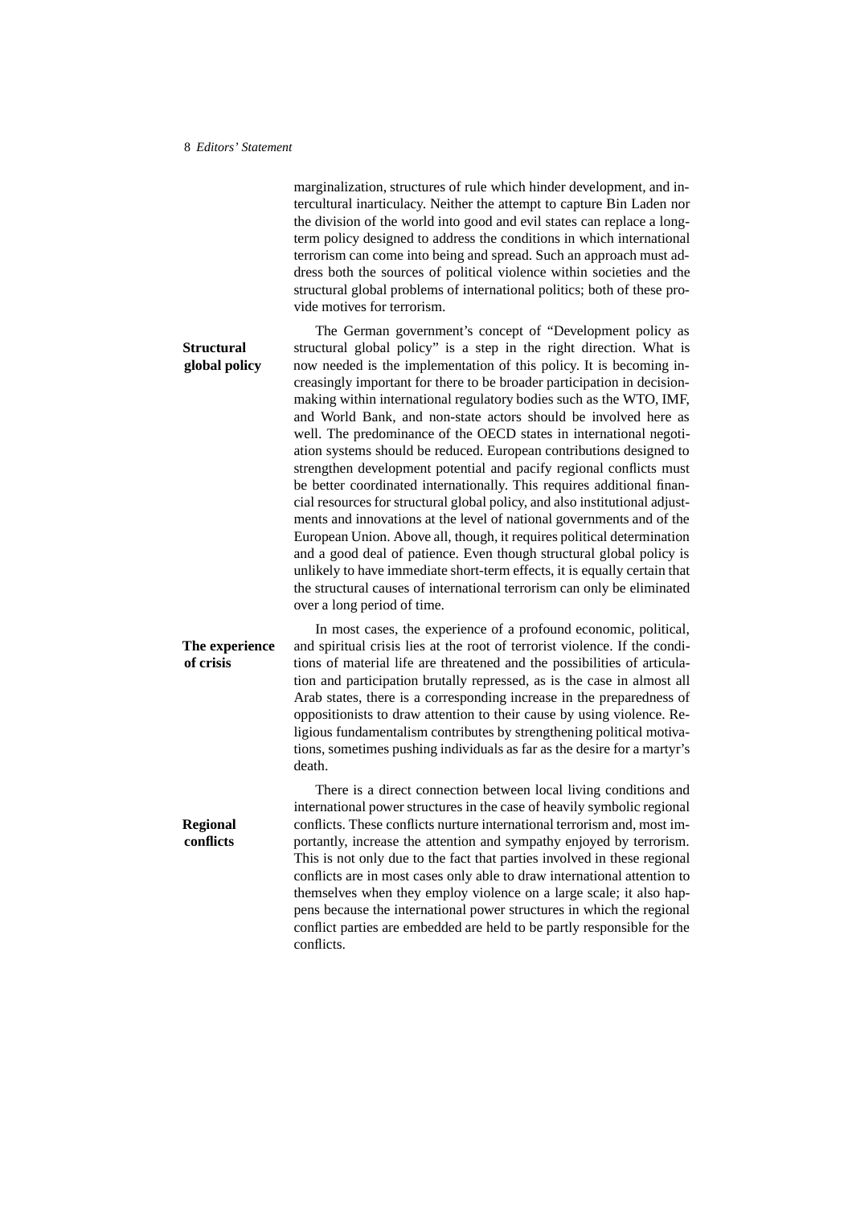marginalization, structures of rule which hinder development, and intercultural inarticulacy. Neither the attempt to capture Bin Laden nor the division of the world into good and evil states can replace a long-term policy designed to address the conditions in which international terrorism can come into being and spread. Such an approach must address both the sources of political violence within societies and the structural global problems of international politics; both of these provide motives for terrorism.

**Structural global policy**

The German government's concept of "Development policy as structural global policy" is a step in the right direction. What is now needed is the implementation of this policy. It is becoming increasingly important for there to be broader participation in decision-making within international regulatory bodies such as the WTO, IMF, and World Bank, and non-state actors should be involved here as well. The predominance of the OECD states in international negotiation systems should be reduced. European contributions designed to strengthen development potential and pacify regional conflicts must be better coordinated internationally. This requires additional financial resources for structural global policy, and also institutional adjustments and innovations at the level of national governments and of the European Union. Above all, though, it requires political determination and a good deal of patience. Even though structural global policy is unlikely to have immediate short-term effects, it is equally certain that the structural causes of international terrorism can only be eliminated over a long period of time.

**The experience of crisis**

In most cases, the experience of a profound economic, political, and spiritual crisis lies at the root of terrorist violence. If the conditions of material life are threatened and the possibilities of articulation and participation brutally repressed, as is the case in almost all Arab states, there is a corresponding increase in the preparedness of oppositionists to draw attention to their cause by using violence. Religious fundamentalism contributes by strengthening political motivations, sometimes pushing individuals as far as the desire for a martyr's death.

**Regional conflicts**

There is a direct connection between local living conditions and international power structures in the case of heavily symbolic regional conflicts. These conflicts nurture international terrorism and, most importantly, increase the attention and sympathy enjoyed by terrorism. This is not only due to the fact that parties involved in these regional conflicts are in most cases only able to draw international attention to themselves when they employ violence on a large scale; it also happens because the international power structures in which the regional conflict parties are embedded are held to be partly responsible for the conflicts.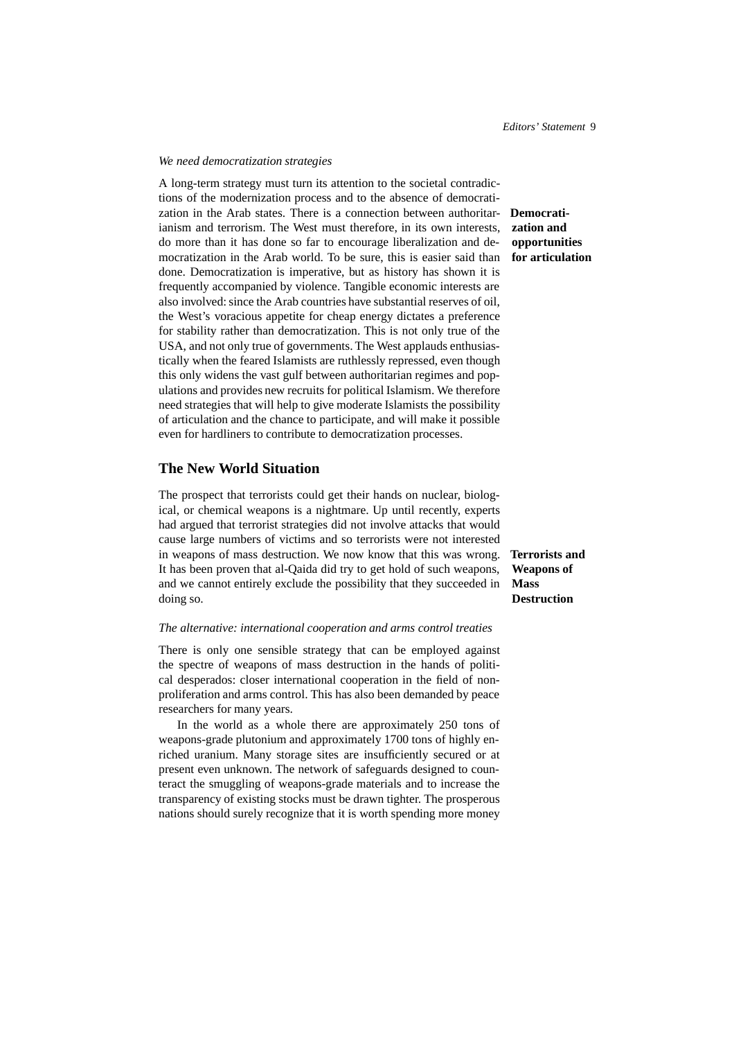*We need democratization strategies*

**Democratization and opportunities for articulation**

A long-term strategy must turn its attention to the societal contradictions of the modernization process and to the absence of democratization in the Arab states. There is a connection between authoritarianism and terrorism. The West must therefore, in its own interests, do more than it has done so far to encourage liberalization and democratization in the Arab world. To be sure, this is easier said than done. Democratization is imperative, but as history has shown it is frequently accompanied by violence. Tangible economic interests are also involved: since the Arab countries have substantial reserves of oil, the West's voracious appetite for cheap energy dictates a preference for stability rather than democratization. This is not only true of the USA, and not only true of governments. The West applauds enthusiastically when the feared Islamists are ruthlessly repressed, even though this only widens the vast gulf between authoritarian regimes and populations and provides new recruits for political Islamism. We therefore need strategies that will help to give moderate Islamists the possibility of articulation and the chance to participate, and will make it possible even for hardliners to contribute to democratization processes.

## The New World Situation

**Terrorists and Weapons of Mass Destruction**

The prospect that terrorists could get their hands on nuclear, biological, or chemical weapons is a nightmare. Up until recently, experts had argued that terrorist strategies did not involve attacks that would cause large numbers of victims and so terrorists were not interested in weapons of mass destruction. We now know that this was wrong. It has been proven that al-Qaida did try to get hold of such weapons, and we cannot entirely exclude the possibility that they succeeded in doing so.

*The alternative: international cooperation and arms control treaties*

There is only one sensible strategy that can be employed against the spectre of weapons of mass destruction in the hands of political desperados: closer international cooperation in the field of nonproliferation and arms control. This has also been demanded by peace researchers for many years.

In the world as a whole there are approximately 250 tons of weapons-grade plutonium and approximately 1700 tons of highly enriched uranium. Many storage sites are insufficiently secured or at present even unknown. The network of safeguards designed to counteract the smuggling of weapons-grade materials and to increase the transparency of existing stocks must be drawn tighter. The prosperous nations should surely recognize that it is worth spending more money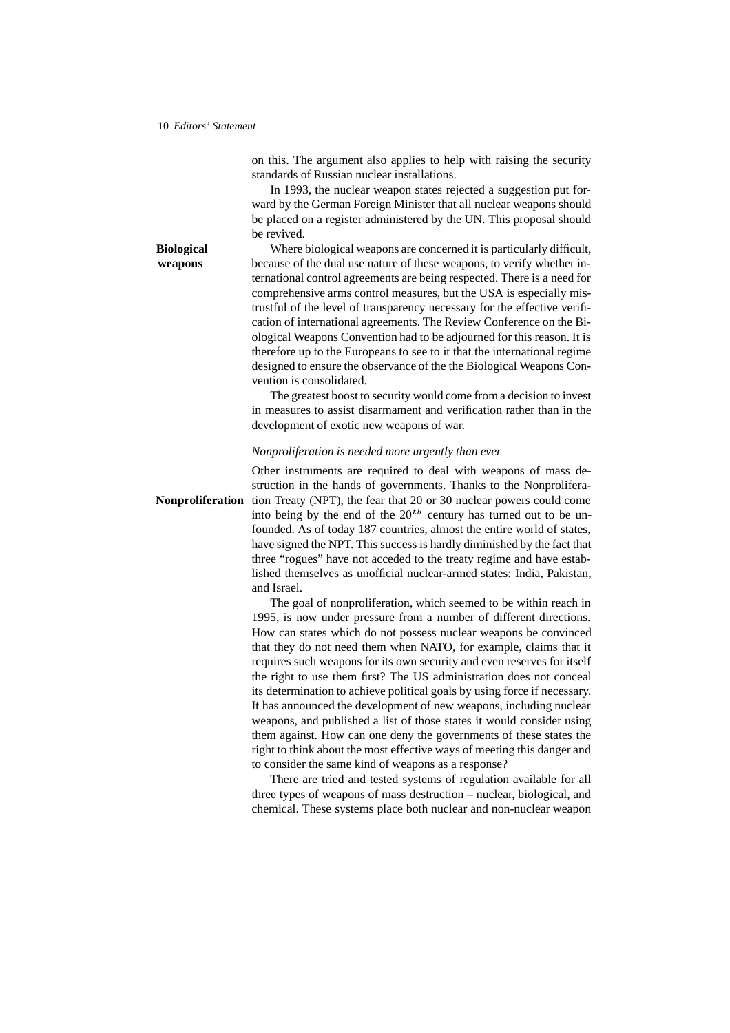on this. The argument also applies to help with raising the security standards of Russian nuclear installations.

In 1993, the nuclear weapon states rejected a suggestion put forward by the German Foreign Minister that all nuclear weapons should be placed on a register administered by the UN. This proposal should be revived.

**Biological weapons**

Where biological weapons are concerned it is particularly difficult, because of the dual use nature of these weapons, to verify whether international control agreements are being respected. There is a need for comprehensive arms control measures, but the USA is especially mistrustful of the level of transparency necessary for the effective verification of international agreements. The Review Conference on the Biological Weapons Convention had to be adjourned for this reason. It is therefore up to the Europeans to see to it that the international regime designed to ensure the observance of the the Biological Weapons Convention is consolidated.

The greatest boost to security would come from a decision to invest in measures to assist disarmament and verification rather than in the development of exotic new weapons of war.

*Nonproliferation is needed more urgently than ever*

**Nonproliferation**

Other instruments are required to deal with weapons of mass destruction in the hands of governments. Thanks to the Nonproliferation Treaty (NPT), the fear that 20 or 30 nuclear powers could come into being by the end of the $20^{th}$ century has turned out to be unfounded. As of today 187 countries, almost the entire world of states, have signed the NPT. This success is hardly diminished by the fact that three "rogues" have not acceded to the treaty regime and have established themselves as unofficial nuclear-armed states: India, Pakistan, and Israel.

The goal of nonproliferation, which seemed to be within reach in 1995, is now under pressure from a number of different directions. How can states which do not possess nuclear weapons be convinced that they do not need them when NATO, for example, claims that it requires such weapons for its own security and even reserves for itself the right to use them first? The US administration does not conceal its determination to achieve political goals by using force if necessary. It has announced the development of new weapons, including nuclear weapons, and published a list of those states it would consider using them against. How can one deny the governments of these states the right to think about the most effective ways of meeting this danger and to consider the same kind of weapons as a response?

There are tried and tested systems of regulation available for all three types of weapons of mass destruction – nuclear, biological, and chemical. These systems place both nuclear and non-nuclear weapon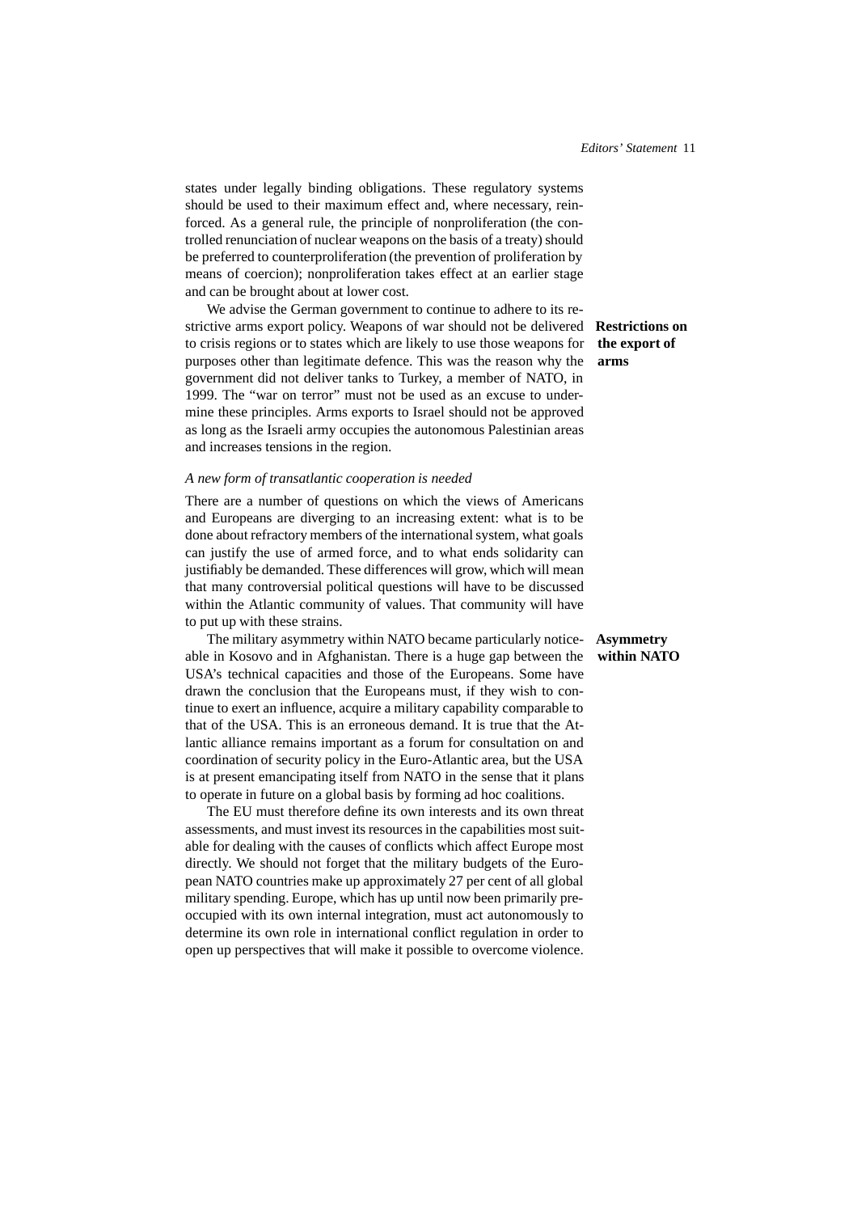states under legally binding obligations. These regulatory systems should be used to their maximum effect and, where necessary, reinforced. As a general rule, the principle of nonproliferation (the controlled renunciation of nuclear weapons on the basis of a treaty) should be preferred to counterproliferation (the prevention of proliferation by means of coercion); nonproliferation takes effect at an earlier stage and can be brought about at lower cost.

**Restrictions on the export of arms**

We advise the German government to continue to adhere to its restrictive arms export policy. Weapons of war should not be delivered to crisis regions or to states which are likely to use those weapons for purposes other than legitimate defence. This was the reason why the government did not deliver tanks to Turkey, a member of NATO, in 1999. The "war on terror" must not be used as an excuse to undermine these principles. Arms exports to Israel should not be approved as long as the Israeli army occupies the autonomous Palestinian areas and increases tensions in the region.

### *A new form of transatlantic cooperation is needed*

There are a number of questions on which the views of Americans and Europeans are diverging to an increasing extent: what is to be done about refractory members of the international system, what goals can justify the use of armed force, and to what ends solidarity can justifiably be demanded. These differences will grow, which will mean that many controversial political questions will have to be discussed within the Atlantic community of values. That community will have to put up with these strains.

**Asymmetry within NATO**

The military asymmetry within NATO became particularly noticeable in Kosovo and in Afghanistan. There is a huge gap between the USA's technical capacities and those of the Europeans. Some have drawn the conclusion that the Europeans must, if they wish to continue to exert an influence, acquire a military capability comparable to that of the USA. This is an erroneous demand. It is true that the Atlantic alliance remains important as a forum for consultation on and coordination of security policy in the Euro-Atlantic area, but the USA is at present emancipating itself from NATO in the sense that it plans to operate in future on a global basis by forming ad hoc coalitions.

The EU must therefore define its own interests and its own threat assessments, and must invest its resources in the capabilities most suitable for dealing with the causes of conflicts which affect Europe most directly. We should not forget that the military budgets of the European NATO countries make up approximately 27 per cent of all global military spending. Europe, which has up until now been primarily preoccupied with its own internal integration, must act autonomously to determine its own role in international conflict regulation in order to open up perspectives that will make it possible to overcome violence.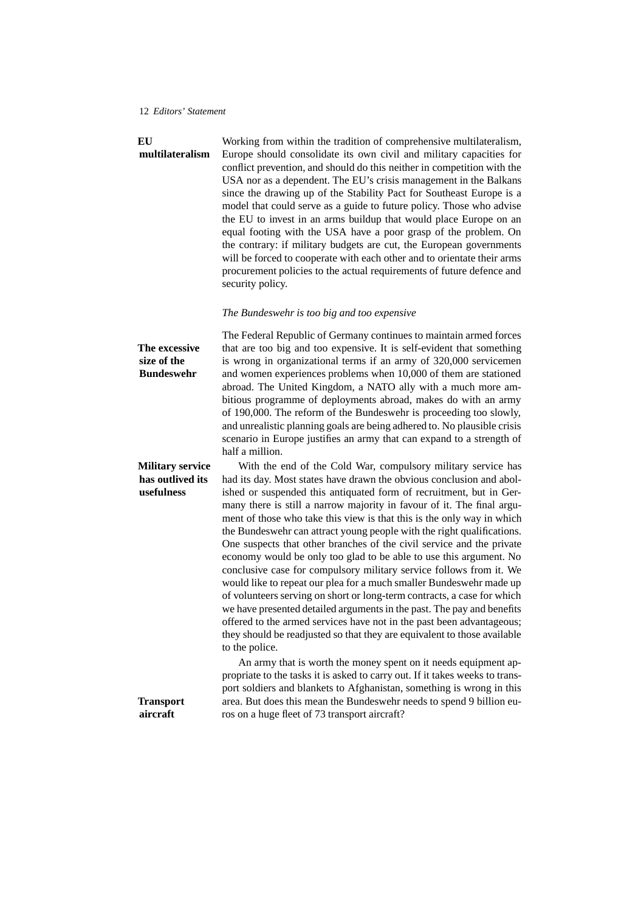**EU multilateralism**

Working from within the tradition of comprehensive multilateralism, Europe should consolidate its own civil and military capacities for conflict prevention, and should do this neither in competition with the USA nor as a dependent. The EU's crisis management in the Balkans since the drawing up of the Stability Pact for Southeast Europe is a model that could serve as a guide to future policy. Those who advise the EU to invest in an arms buildup that would place Europe on an equal footing with the USA have a poor grasp of the problem. On the contrary: if military budgets are cut, the European governments will be forced to cooperate with each other and to orientate their arms procurement policies to the actual requirements of future defence and security policy.

*The Bundeswehr is too big and too expensive*

**The excessive size of the Bundeswehr**

The Federal Republic of Germany continues to maintain armed forces that are too big and too expensive. It is self-evident that something is wrong in organizational terms if an army of 320,000 servicemen and women experiences problems when 10,000 of them are stationed abroad. The United Kingdom, a NATO ally with a much more ambitious programme of deployments abroad, makes do with an army of 190,000. The reform of the Bundeswehr is proceeding too slowly, and unrealistic planning goals are being adhered to. No plausible crisis scenario in Europe justifies an army that can expand to a strength of half a million.

**Military service has outlived its usefulness**

With the end of the Cold War, compulsory military service has had its day. Most states have drawn the obvious conclusion and abolished or suspended this antiquated form of recruitment, but in Germany there is still a narrow majority in favour of it. The final argument of those who take this view is that this is the only way in which the Bundeswehr can attract young people with the right qualifications. One suspects that other branches of the civil service and the private economy would be only too glad to be able to use this argument. No conclusive case for compulsory military service follows from it. We would like to repeat our plea for a much smaller Bundeswehr made up of volunteers serving on short or long-term contracts, a case for which we have presented detailed arguments in the past. The pay and benefits offered to the armed services have not in the past been advantageous; they should be readjusted so that they are equivalent to those available to the police.

**Transport aircraft**

An army that is worth the money spent on it needs equipment appropriate to the tasks it is asked to carry out. If it takes weeks to transport soldiers and blankets to Afghanistan, something is wrong in this area. But does this mean the Bundeswehr needs to spend 9 billion euros on a huge fleet of 73 transport aircraft?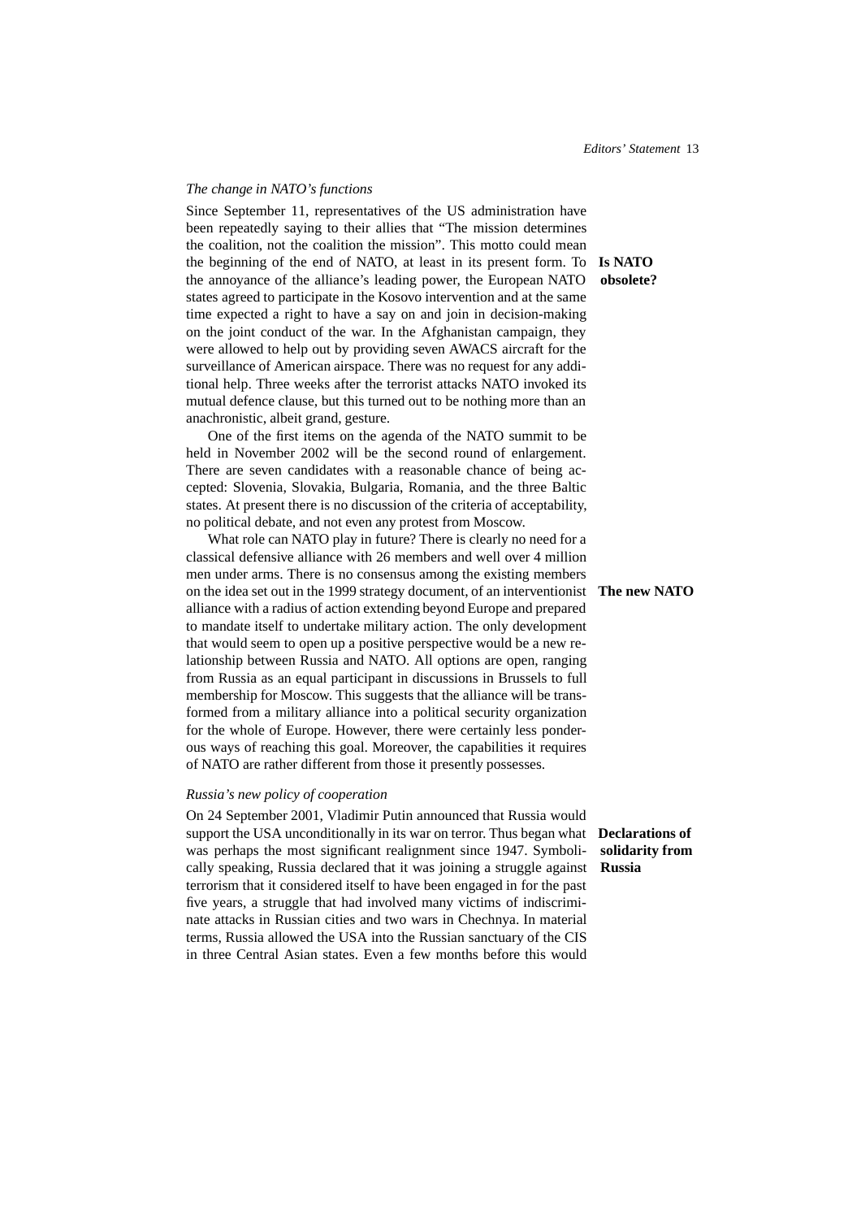*The change in NATO's functions*

**Is NATO obsolete?**

Since September 11, representatives of the US administration have been repeatedly saying to their allies that "The mission determines the coalition, not the coalition the mission". This motto could mean the beginning of the end of NATO, at least in its present form. To the annoyance of the alliance's leading power, the European NATO states agreed to participate in the Kosovo intervention and at the same time expected a right to have a say on and join in decision-making on the joint conduct of the war. In the Afghanistan campaign, they were allowed to help out by providing seven AWACS aircraft for the surveillance of American airspace. There was no request for any additional help. Three weeks after the terrorist attacks NATO invoked its mutual defence clause, but this turned out to be nothing more than an anachronistic, albeit grand, gesture.

One of the first items on the agenda of the NATO summit to be held in November 2002 will be the second round of enlargement. There are seven candidates with a reasonable chance of being accepted: Slovenia, Slovakia, Bulgaria, Romania, and the three Baltic states. At present there is no discussion of the criteria of acceptability, no political debate, and not even any protest from Moscow.

**The new NATO**

What role can NATO play in future? There is clearly no need for a classical defensive alliance with 26 members and well over 4 million men under arms. There is no consensus among the existing members on the idea set out in the 1999 strategy document, of an interventionist alliance with a radius of action extending beyond Europe and prepared to mandate itself to undertake military action. The only development that would seem to open up a positive perspective would be a new relationship between Russia and NATO. All options are open, ranging from Russia as an equal participant in discussions in Brussels to full membership for Moscow. This suggests that the alliance will be transformed from a military alliance into a political security organization for the whole of Europe. However, there were certainly less ponderous ways of reaching this goal. Moreover, the capabilities it requires of NATO are rather different from those it presently possesses.

*Russia's new policy of cooperation*

**Declarations of solidarity from Russia**

On 24 September 2001, Vladimir Putin announced that Russia would support the USA unconditionally in its war on terror. Thus began what was perhaps the most significant realignment since 1947. Symbolically speaking, Russia declared that it was joining a struggle against terrorism that it considered itself to have been engaged in for the past five years, a struggle that had involved many victims of indiscriminate attacks in Russian cities and two wars in Chechnya. In material terms, Russia allowed the USA into the Russian sanctuary of the CIS in three Central Asian states. Even a few months before this would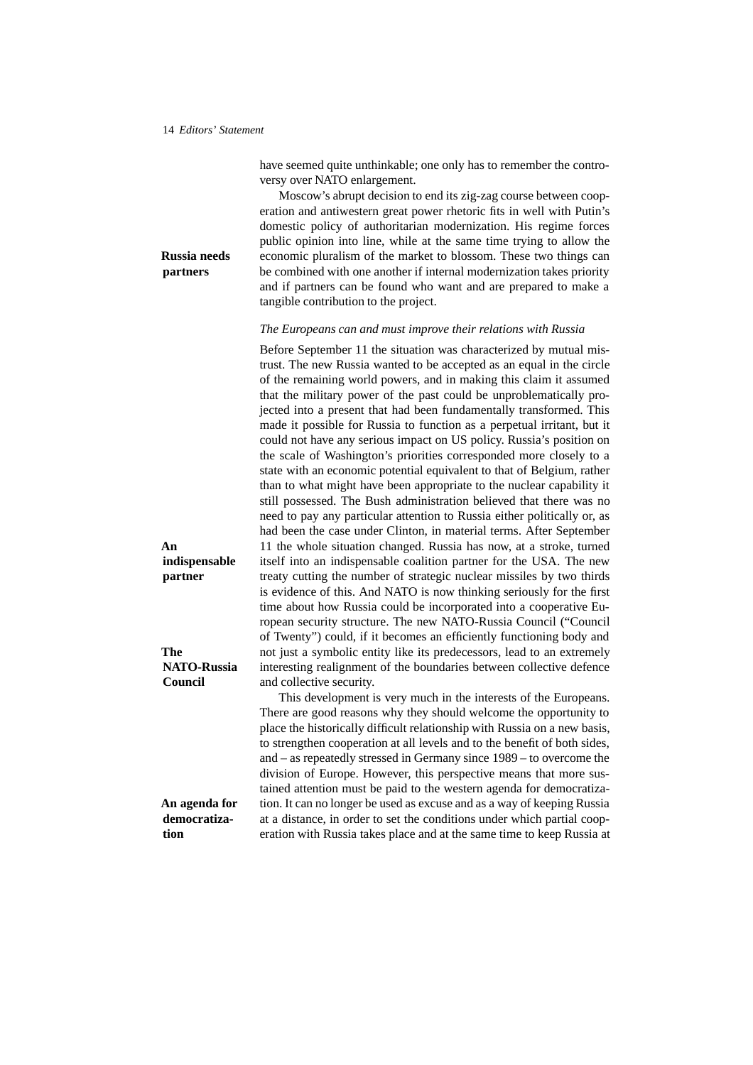have seemed quite unthinkable; one only has to remember the controversy over NATO enlargement.

**Russia needs partners**

Moscow's abrupt decision to end its zig-zag course between cooperation and antiwestern great power rhetoric fits in well with Putin's domestic policy of authoritarian modernization. His regime forces public opinion into line, while at the same time trying to allow the economic pluralism of the market to blossom. These two things can be combined with one another if internal modernization takes priority and if partners can be found who want and are prepared to make a tangible contribution to the project.

*The Europeans can and must improve their relations with Russia*

Before September 11 the situation was characterized by mutual mistrust. The new Russia wanted to be accepted as an equal in the circle of the remaining world powers, and in making this claim it assumed that the military power of the past could be unproblematically projected into a present that had been fundamentally transformed. This made it possible for Russia to function as a perpetual irritant, but it could not have any serious impact on US policy. Russia's position on the scale of Washington's priorities corresponded more closely to a state with an economic potential equivalent to that of Belgium, rather than to what might have been appropriate to the nuclear capability it still possessed. The Bush administration believed that there was no need to pay any particular attention to Russia either politically or, as had been the case under Clinton, in material terms. After September 11 the whole situation changed. Russia has now, at a stroke, turned itself into an indispensable coalition partner for the USA. The new treaty cutting the number of strategic nuclear missiles by two thirds is evidence of this. And NATO is now thinking seriously for the first time about how Russia could be incorporated into a cooperative European security structure. The new NATO-Russia Council ("Council of Twenty") could, if it becomes an efficiently functioning body and not just a symbolic entity like its predecessors, lead to an extremely interesting realignment of the boundaries between collective defence and collective security.

**An indispensable partner**

**The NATO-Russia Council**

This development is very much in the interests of the Europeans. There are good reasons why they should welcome the opportunity to place the historically difficult relationship with Russia on a new basis, to strengthen cooperation at all levels and to the benefit of both sides, and – as repeatedly stressed in Germany since 1989 – to overcome the division of Europe. However, this perspective means that more sustained attention must be paid to the western agenda for democratization. It can no longer be used as excuse and as a way of keeping Russia at a distance, in order to set the conditions under which partial cooperation with Russia takes place and at the same time to keep Russia at

**An agenda for democratization**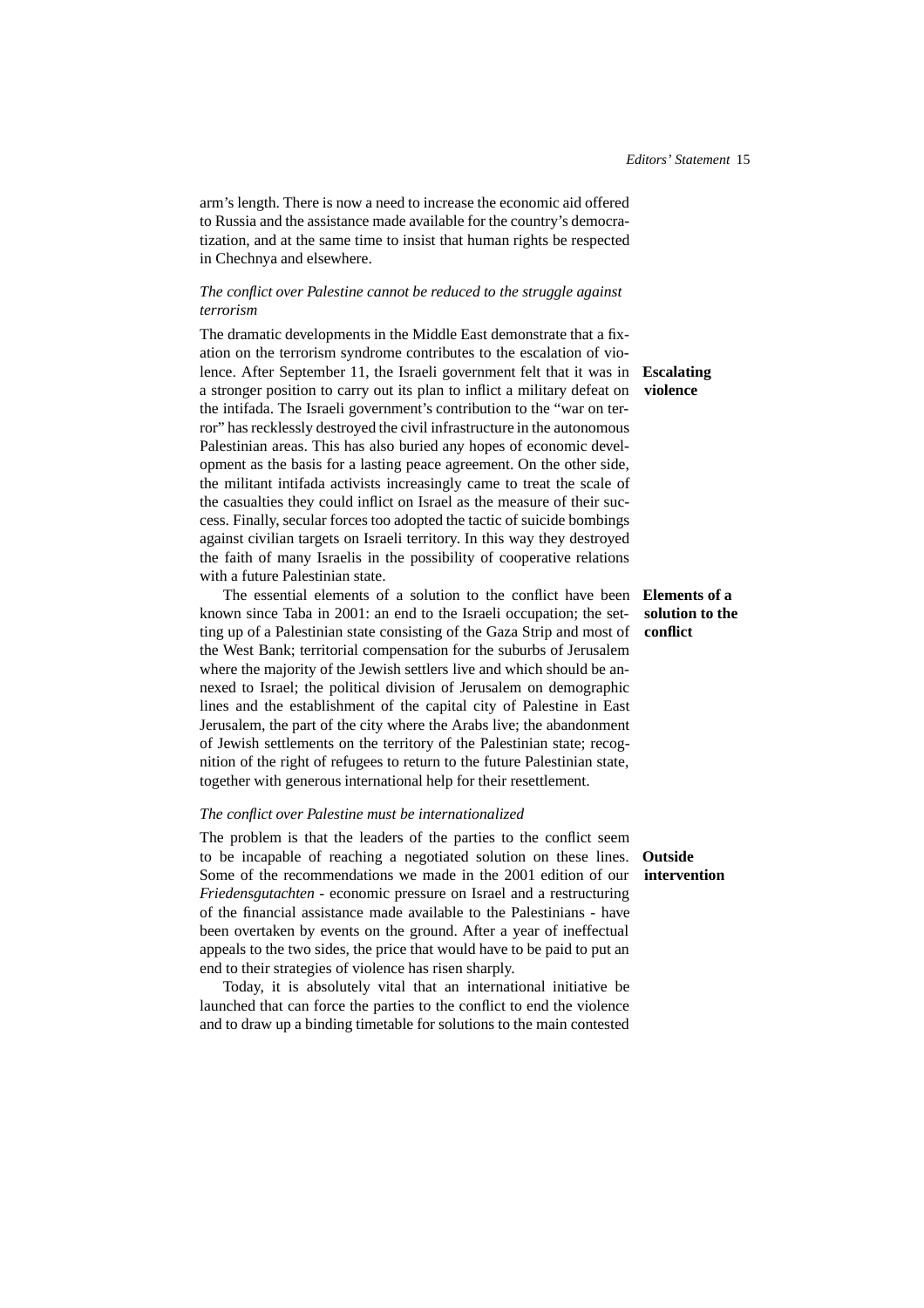arm's length. There is now a need to increase the economic aid offered to Russia and the assistance made available for the country's democratization, and at the same time to insist that human rights be respected in Chechnya and elsewhere.

*The conflict over Palestine cannot be reduced to the struggle against terrorism*

**Escalating violence**

The dramatic developments in the Middle East demonstrate that a fixation on the terrorism syndrome contributes to the escalation of violence. After September 11, the Israeli government felt that it was in a stronger position to carry out its plan to inflict a military defeat on the intifada. The Israeli government's contribution to the "war on terror" has recklessly destroyed the civil infrastructure in the autonomous Palestinian areas. This has also buried any hopes of economic development as the basis for a lasting peace agreement. On the other side, the militant intifada activists increasingly came to treat the scale of the casualties they could inflict on Israel as the measure of their success. Finally, secular forces too adopted the tactic of suicide bombings against civilian targets on Israeli territory. In this way they destroyed the faith of many Israelis in the possibility of cooperative relations with a future Palestinian state.

**Elements of a solution to the conflict**

The essential elements of a solution to the conflict have been known since Taba in 2001: an end to the Israeli occupation; the setting up of a Palestinian state consisting of the Gaza Strip and most of the West Bank; territorial compensation for the suburbs of Jerusalem where the majority of the Jewish settlers live and which should be annexed to Israel; the political division of Jerusalem on demographic lines and the establishment of the capital city of Palestine in East Jerusalem, the part of the city where the Arabs live; the abandonment of Jewish settlements on the territory of the Palestinian state; recognition of the right of refugees to return to the future Palestinian state, together with generous international help for their resettlement.

*The conflict over Palestine must be internationalized*

**Outside intervention**

The problem is that the leaders of the parties to the conflict seem to be incapable of reaching a negotiated solution on these lines. Some of the recommendations we made in the 2001 edition of our *Friedensgutachten* - economic pressure on Israel and a restructuring of the financial assistance made available to the Palestinians - have been overtaken by events on the ground. After a year of ineffectual appeals to the two sides, the price that would have to be paid to put an end to their strategies of violence has risen sharply.

Today, it is absolutely vital that an international initiative be launched that can force the parties to the conflict to end the violence and to draw up a binding timetable for solutions to the main contested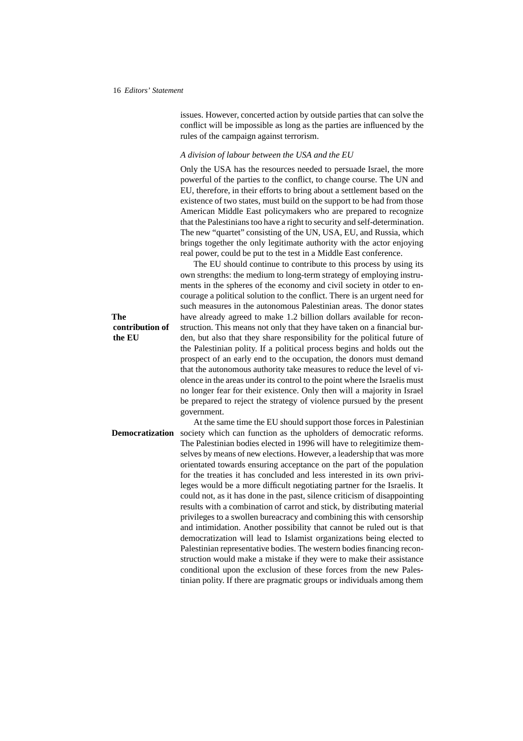issues. However, concerted action by outside parties that can solve the conflict will be impossible as long as the parties are influenced by the rules of the campaign against terrorism.

*A division of labour between the USA and the EU*

Only the USA has the resources needed to persuade Israel, the more powerful of the parties to the conflict, to change course. The UN and EU, therefore, in their efforts to bring about a settlement based on the existence of two states, must build on the support to be had from those American Middle East policymakers who are prepared to recognize that the Palestinians too have a right to security and self-determination. The new "quartet" consisting of the UN, USA, EU, and Russia, which brings together the only legitimate authority with the actor enjoying real power, could be put to the test in a Middle East conference.

**The contribution of the EU**

The EU should continue to contribute to this process by using its own strengths: the medium to long-term strategy of employing instruments in the spheres of the economy and civil society in otder to encourage a political solution to the conflict. There is an urgent need for such measures in the autonomous Palestinian areas. The donor states have already agreed to make 1.2 billion dollars available for reconstruction. This means not only that they have taken on a financial burden, but also that they share responsibility for the political future of the Palestinian polity. If a political process begins and holds out the prospect of an early end to the occupation, the donors must demand that the autonomous authority take measures to reduce the level of violence in the areas under its control to the point where the Israelis must no longer fear for their existence. Only then will a majority in Israel be prepared to reject the strategy of violence pursued by the present government.

**Democratization**

At the same time the EU should support those forces in Palestinian society which can function as the upholders of democratic reforms. The Palestinian bodies elected in 1996 will have to relegitimize themselves by means of new elections. However, a leadership that was more orientated towards ensuring acceptance on the part of the population for the treaties it has concluded and less interested in its own privileges would be a more difficult negotiating partner for the Israelis. It could not, as it has done in the past, silence criticism of disappointing results with a combination of carrot and stick, by distributing material privileges to a swollen bureacracy and combining this with censorship and intimidation. Another possibility that cannot be ruled out is that democratization will lead to Islamist organizations being elected to Palestinian representative bodies. The western bodies financing reconstruction would make a mistake if they were to make their assistance conditional upon the exclusion of these forces from the new Palestinian polity. If there are pragmatic groups or individuals among them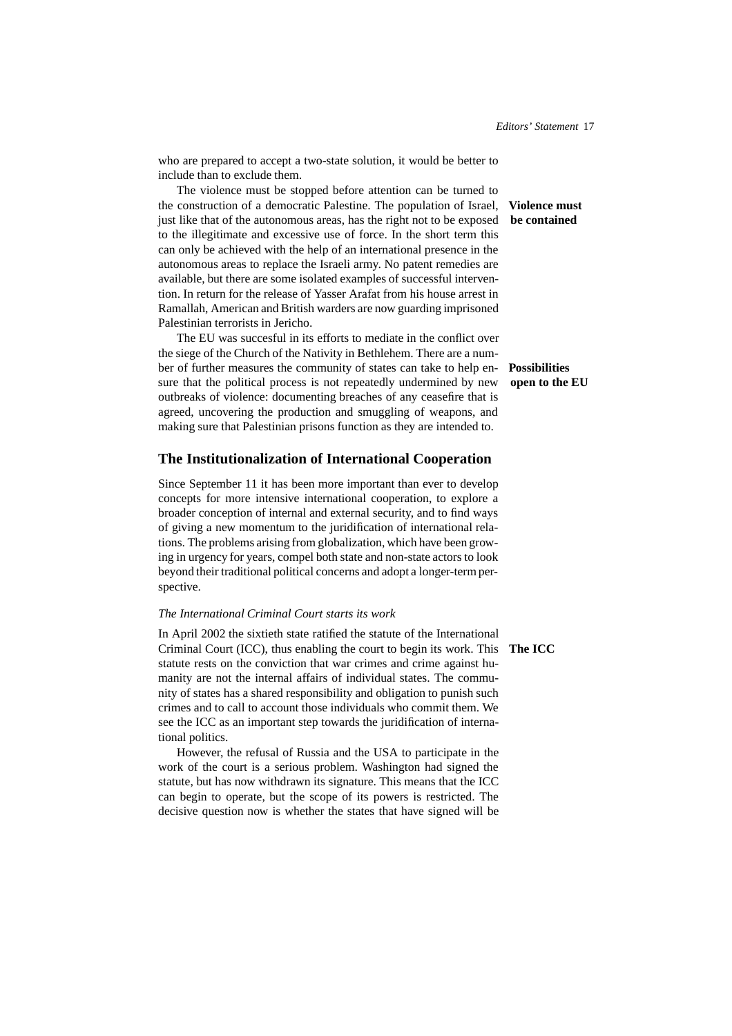who are prepared to accept a two-state solution, it would be better to include than to exclude them.

**Violence must be contained**

The violence must be stopped before attention can be turned to the construction of a democratic Palestine. The population of Israel, just like that of the autonomous areas, has the right not to be exposed to the illegitimate and excessive use of force. In the short term this can only be achieved with the help of an international presence in the autonomous areas to replace the Israeli army. No patent remedies are available, but there are some isolated examples of successful intervention. In return for the release of Yasser Arafat from his house arrest in Ramallah, American and British warders are now guarding imprisoned Palestinian terrorists in Jericho.

**Possibilities open to the EU**

The EU was succesful in its efforts to mediate in the conflict over the siege of the Church of the Nativity in Bethlehem. There are a number of further measures the community of states can take to help ensure that the political process is not repeatedly undermined by new outbreaks of violence: documenting breaches of any ceasefire that is agreed, uncovering the production and smuggling of weapons, and making sure that Palestinian prisons function as they are intended to.

## The Institutionalization of International Cooperation

Since September 11 it has been more important than ever to develop concepts for more intensive international cooperation, to explore a broader conception of internal and external security, and to find ways of giving a new momentum to the juridification of international relations. The problems arising from globalization, which have been growing in urgency for years, compel both state and non-state actors to look beyond their traditional political concerns and adopt a longer-term perspective.

### *The International Criminal Court starts its work*

**The ICC**

In April 2002 the sixtieth state ratified the statute of the International Criminal Court (ICC), thus enabling the court to begin its work. This statute rests on the conviction that war crimes and crime against humanity are not the internal affairs of individual states. The community of states has a shared responsibility and obligation to punish such crimes and to call to account those individuals who commit them. We see the ICC as an important step towards the juridification of international politics.

However, the refusal of Russia and the USA to participate in the work of the court is a serious problem. Washington had signed the statute, but has now withdrawn its signature. This means that the ICC can begin to operate, but the scope of its powers is restricted. The decisive question now is whether the states that have signed will be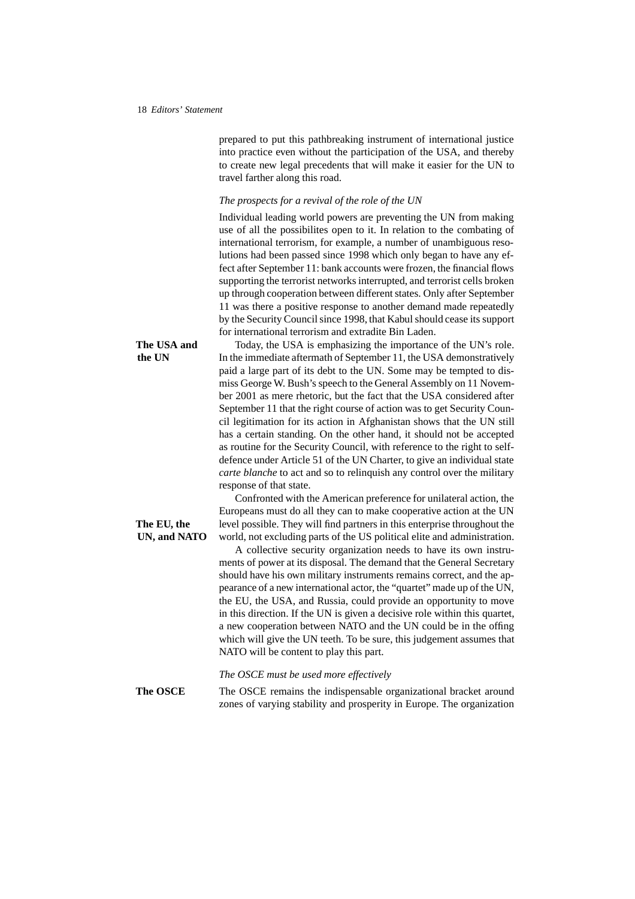prepared to put this pathbreaking instrument of international justice into practice even without the participation of the USA, and thereby to create new legal precedents that will make it easier for the UN to travel farther along this road.

### *The prospects for a revival of the role of the UN*

Individual leading world powers are preventing the UN from making use of all the possibilites open to it. In relation to the combating of international terrorism, for example, a number of unambiguous resolutions had been passed since 1998 which only began to have any effect after September 11: bank accounts were frozen, the financial flows supporting the terrorist networks interrupted, and terrorist cells broken up through cooperation between different states. Only after September 11 was there a positive response to another demand made repeatedly by the Security Council since 1998, that Kabul should cease its support for international terrorism and extradite Bin Laden.

**The USA and the UN**

Today, the USA is emphasizing the importance of the UN's role. In the immediate aftermath of September 11, the USA demonstratively paid a large part of its debt to the UN. Some may be tempted to dismiss George W. Bush's speech to the General Assembly on 11 November 2001 as mere rhetoric, but the fact that the USA considered after September 11 that the right course of action was to get Security Council legitimation for its action in Afghanistan shows that the UN still has a certain standing. On the other hand, it should not be accepted as routine for the Security Council, with reference to the right to self-defence under Article 51 of the UN Charter, to give an individual state *carte blanche* to act and so to relinquish any control over the military response of that state.

**The EU, the UN, and NATO**

Confronted with the American preference for unilateral action, the Europeans must do all they can to make cooperative action at the UN level possible. They will find partners in this enterprise throughout the world, not excluding parts of the US political elite and administration.

A collective security organization needs to have its own instruments of power at its disposal. The demand that the General Secretary should have his own military instruments remains correct, and the appearance of a new international actor, the "quartet" made up of the UN, the EU, the USA, and Russia, could provide an opportunity to move in this direction. If the UN is given a decisive role within this quartet, a new cooperation between NATO and the UN could be in the offing which will give the UN teeth. To be sure, this judgement assumes that NATO will be content to play this part.

### *The OSCE must be used more effectively*

**The OSCE**

The OSCE remains the indispensable organizational bracket around zones of varying stability and prosperity in Europe. The organization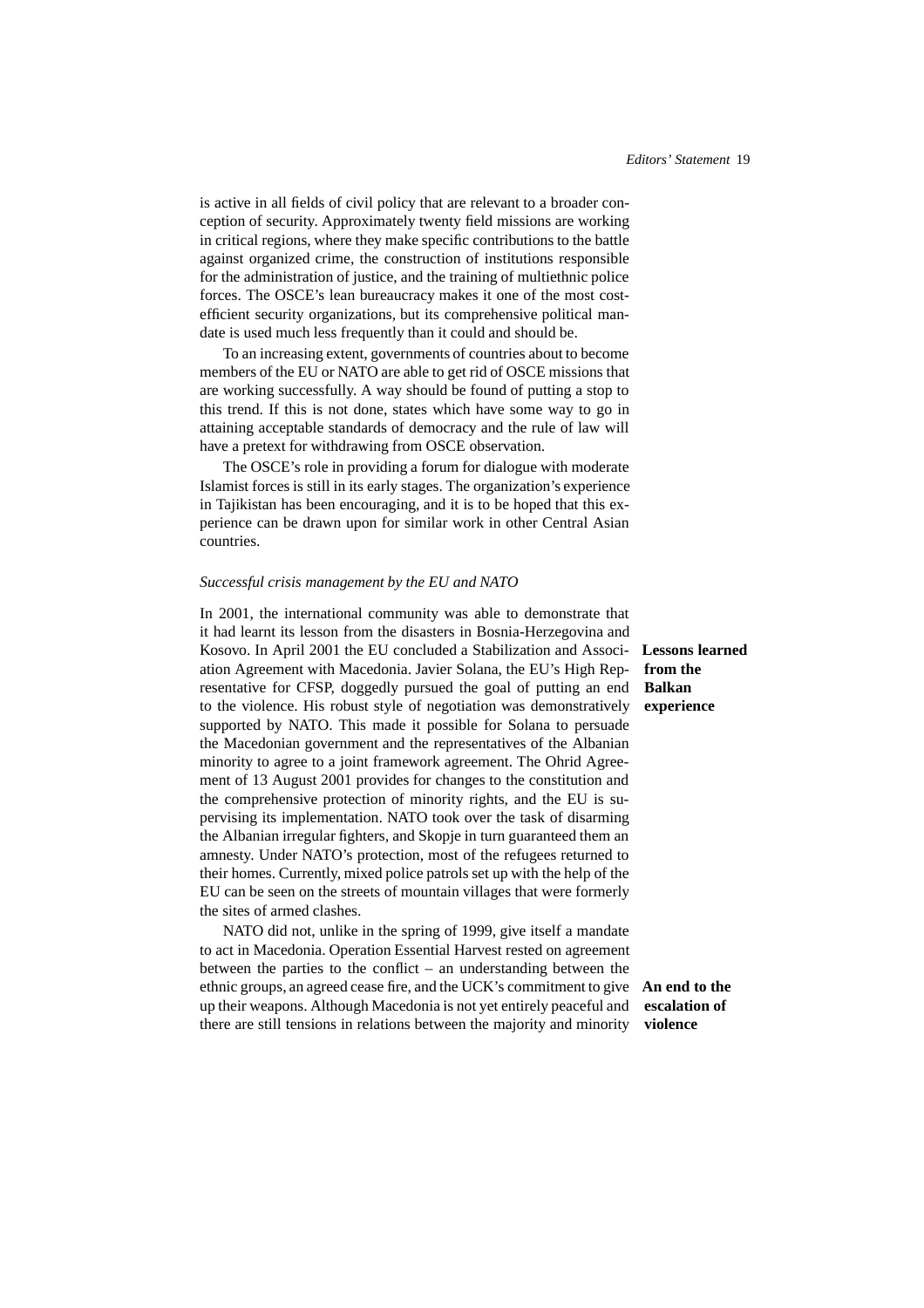is active in all fields of civil policy that are relevant to a broader conception of security. Approximately twenty field missions are working in critical regions, where they make specific contributions to the battle against organized crime, the construction of institutions responsible for the administration of justice, and the training of multiethnic police forces. The OSCE's lean bureaucracy makes it one of the most cost-efficient security organizations, but its comprehensive political mandate is used much less frequently than it could and should be.

To an increasing extent, governments of countries about to become members of the EU or NATO are able to get rid of OSCE missions that are working successfully. A way should be found of putting a stop to this trend. If this is not done, states which have some way to go in attaining acceptable standards of democracy and the rule of law will have a pretext for withdrawing from OSCE observation.

The OSCE's role in providing a forum for dialogue with moderate Islamist forces is still in its early stages. The organization's experience in Tajikistan has been encouraging, and it is to be hoped that this experience can be drawn upon for similar work in other Central Asian countries.

### *Successful crisis management by the EU and NATO*

**Lessons learned from the Balkan experience**

In 2001, the international community was able to demonstrate that it had learnt its lesson from the disasters in Bosnia-Herzegovina and Kosovo. In April 2001 the EU concluded a Stabilization and Association Agreement with Macedonia. Javier Solana, the EU's High Representative for CFSP, doggedly pursued the goal of putting an end to the violence. His robust style of negotiation was demonstratively supported by NATO. This made it possible for Solana to persuade the Macedonian government and the representatives of the Albanian minority to agree to a joint framework agreement. The Ohrid Agreement of 13 August 2001 provides for changes to the constitution and the comprehensive protection of minority rights, and the EU is supervising its implementation. NATO took over the task of disarming the Albanian irregular fighters, and Skopje in turn guaranteed them an amnesty. Under NATO's protection, most of the refugees returned to their homes. Currently, mixed police patrols set up with the help of the EU can be seen on the streets of mountain villages that were formerly the sites of armed clashes.

**An end to the escalation of violence**

NATO did not, unlike in the spring of 1999, give itself a mandate to act in Macedonia. Operation Essential Harvest rested on agreement between the parties to the conflict – an understanding between the ethnic groups, an agreed cease fire, and the UCK's commitment to give up their weapons. Although Macedonia is not yet entirely peaceful and there are still tensions in relations between the majority and minority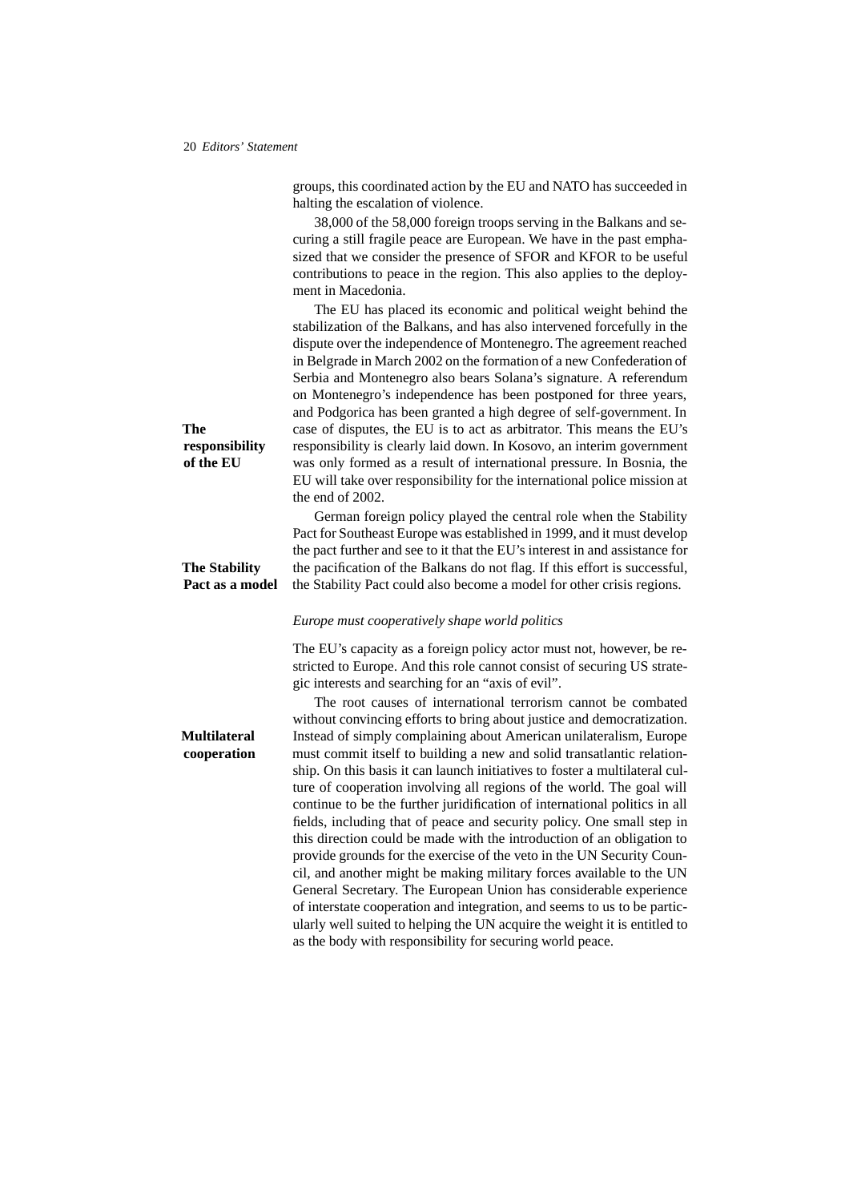groups, this coordinated action by the EU and NATO has succeeded in halting the escalation of violence.

38,000 of the 58,000 foreign troops serving in the Balkans and securing a still fragile peace are European. We have in the past emphasized that we consider the presence of SFOR and KFOR to be useful contributions to peace in the region. This also applies to the deployment in Macedonia.

**The responsibility of the EU**

The EU has placed its economic and political weight behind the stabilization of the Balkans, and has also intervened forcefully in the dispute over the independence of Montenegro. The agreement reached in Belgrade in March 2002 on the formation of a new Confederation of Serbia and Montenegro also bears Solana's signature. A referendum on Montenegro's independence has been postponed for three years, and Podgorica has been granted a high degree of self-government. In case of disputes, the EU is to act as arbitrator. This means the EU's responsibility is clearly laid down. In Kosovo, an interim government was only formed as a result of international pressure. In Bosnia, the EU will take over responsibility for the international police mission at the end of 2002.

**The Stability Pact as a model**

German foreign policy played the central role when the Stability Pact for Southeast Europe was established in 1999, and it must develop the pact further and see to it that the EU's interest in and assistance for the pacification of the Balkans do not flag. If this effort is successful, the Stability Pact could also become a model for other crisis regions.

*Europe must cooperatively shape world politics*

The EU's capacity as a foreign policy actor must not, however, be restricted to Europe. And this role cannot consist of securing US strategic interests and searching for an "axis of evil".

**Multilateral cooperation**

The root causes of international terrorism cannot be combated without convincing efforts to bring about justice and democratization. Instead of simply complaining about American unilateralism, Europe must commit itself to building a new and solid transatlantic relationship. On this basis it can launch initiatives to foster a multilateral culture of cooperation involving all regions of the world. The goal will continue to be the further juridification of international politics in all fields, including that of peace and security policy. One small step in this direction could be made with the introduction of an obligation to provide grounds for the exercise of the veto in the UN Security Council, and another might be making military forces available to the UN General Secretary. The European Union has considerable experience of interstate cooperation and integration, and seems to us to be particularly well suited to helping the UN acquire the weight it is entitled to as the body with responsibility for securing world peace.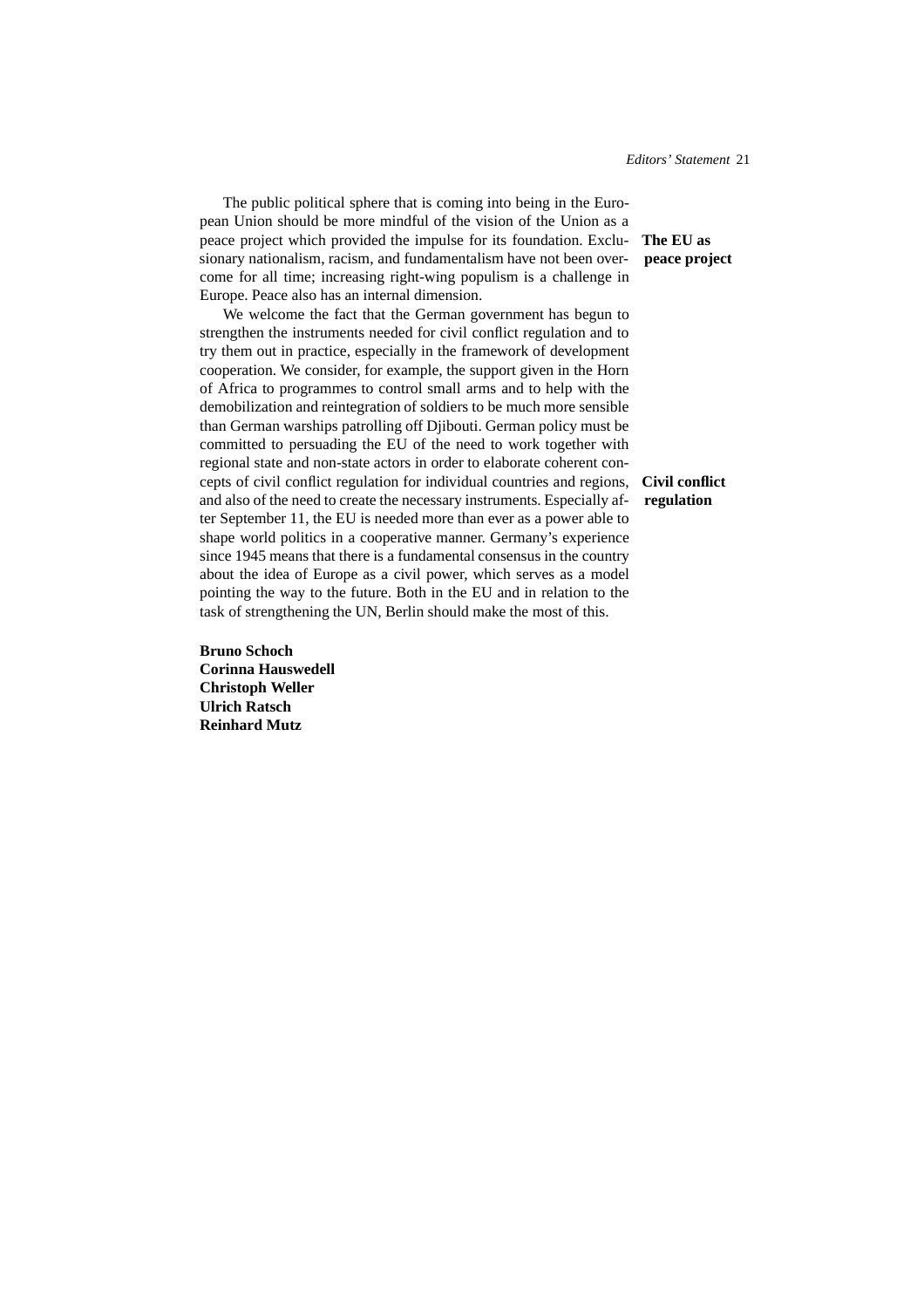**The EU as peace project**

The public political sphere that is coming into being in the European Union should be more mindful of the vision of the Union as a peace project which provided the impulse for its foundation. Exclusionary nationalism, racism, and fundamentalism have not been overcome for all time; increasing right-wing populism is a challenge in Europe. Peace also has an internal dimension.

**Civil conflict regulation**

We welcome the fact that the German government has begun to strengthen the instruments needed for civil conflict regulation and to try them out in practice, especially in the framework of development cooperation. We consider, for example, the support given in the Horn of Africa to programmes to control small arms and to help with the demobilization and reintegration of soldiers to be much more sensible than German warships patrolling off Djibouti. German policy must be committed to persuading the EU of the need to work together with regional state and non-state actors in order to elaborate coherent concepts of civil conflict regulation for individual countries and regions, and also of the need to create the necessary instruments. Especially after September 11, the EU is needed more than ever as a power able to shape world politics in a cooperative manner. Germany's experience since 1945 means that there is a fundamental consensus in the country about the idea of Europe as a civil power, which serves as a model pointing the way to the future. Both in the EU and in relation to the task of strengthening the UN, Berlin should make the most of this.

**Bruno Schoch**
**Corinna Hauswedell**
**Christoph Weller**
**Ulrich Ratsch**
**Reinhard Mutz**